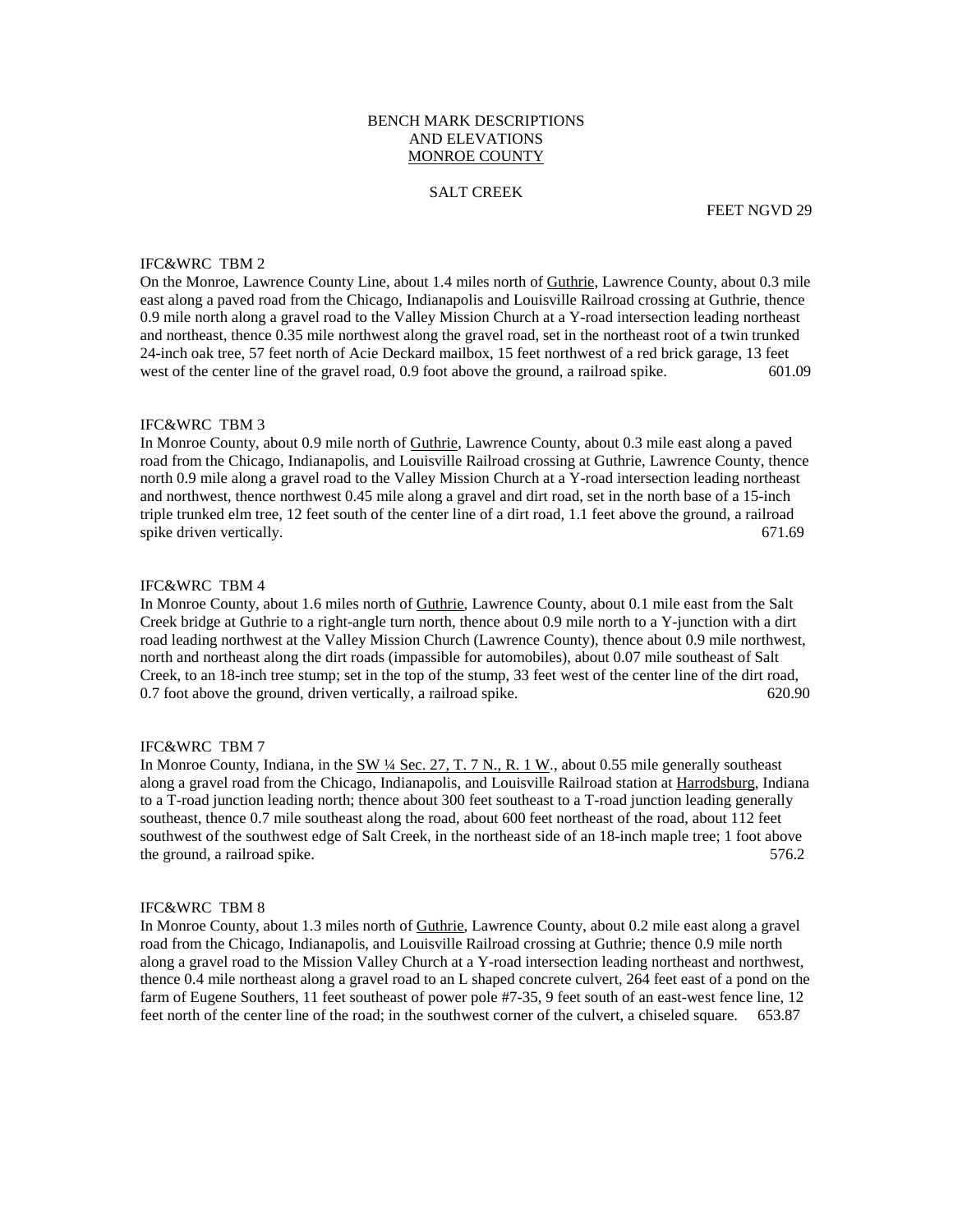# BENCH MARK DESCRIPTIONS AND ELEVATIONS MONROE COUNTY

## SALT CREEK

FEET NGVD 29

### IFC&WRC TBM 2

On the Monroe, Lawrence County Line, about 1.4 miles north of Guthrie, Lawrence County, about 0.3 mile east along a paved road from the Chicago, Indianapolis and Louisville Railroad crossing at Guthrie, thence 0.9 mile north along a gravel road to the Valley Mission Church at a Y-road intersection leading northeast and northeast, thence 0.35 mile northwest along the gravel road, set in the northeast root of a twin trunked 24-inch oak tree, 57 feet north of Acie Deckard mailbox, 15 feet northwest of a red brick garage, 13 feet west of the center line of the gravel road, 0.9 foot above the ground, a railroad spike. 601.09

### IFC&WRC TBM 3

In Monroe County, about 0.9 mile north of Guthrie, Lawrence County, about 0.3 mile east along a paved road from the Chicago, Indianapolis, and Louisville Railroad crossing at Guthrie, Lawrence County, thence north 0.9 mile along a gravel road to the Valley Mission Church at a Y-road intersection leading northeast and northwest, thence northwest 0.45 mile along a gravel and dirt road, set in the north base of a 15-inch triple trunked elm tree, 12 feet south of the center line of a dirt road, 1.1 feet above the ground, a railroad spike driven vertically. 671.69

### IFC&WRC TBM 4

In Monroe County, about 1.6 miles north of Guthrie, Lawrence County, about 0.1 mile east from the Salt Creek bridge at Guthrie to a right-angle turn north, thence about 0.9 mile north to a Y-junction with a dirt road leading northwest at the Valley Mission Church (Lawrence County), thence about 0.9 mile northwest, north and northeast along the dirt roads (impassible for automobiles), about 0.07 mile southeast of Salt Creek, to an 18-inch tree stump; set in the top of the stump, 33 feet west of the center line of the dirt road, 0.7 foot above the ground, driven vertically, a railroad spike. 620.90

### IFC&WRC TBM 7

In Monroe County, Indiana, in the SW ¼ Sec. 27, T. 7 N., R. 1 W., about 0.55 mile generally southeast along a gravel road from the Chicago, Indianapolis, and Louisville Railroad station at Harrodsburg, Indiana to a T-road junction leading north; thence about 300 feet southeast to a T-road junction leading generally southeast, thence 0.7 mile southeast along the road, about 600 feet northeast of the road, about 112 feet southwest of the southwest edge of Salt Creek, in the northeast side of an 18-inch maple tree; 1 foot above the ground, a railroad spike. 576.2

### IFC&WRC TBM 8

In Monroe County, about 1.3 miles north of Guthrie, Lawrence County, about 0.2 mile east along a gravel road from the Chicago, Indianapolis, and Louisville Railroad crossing at Guthrie; thence 0.9 mile north along a gravel road to the Mission Valley Church at a Y-road intersection leading northeast and northwest, thence 0.4 mile northeast along a gravel road to an L shaped concrete culvert, 264 feet east of a pond on the farm of Eugene Southers, 11 feet southeast of power pole #7-35, 9 feet south of an east-west fence line, 12 feet north of the center line of the road; in the southwest corner of the culvert, a chiseled square. 653.87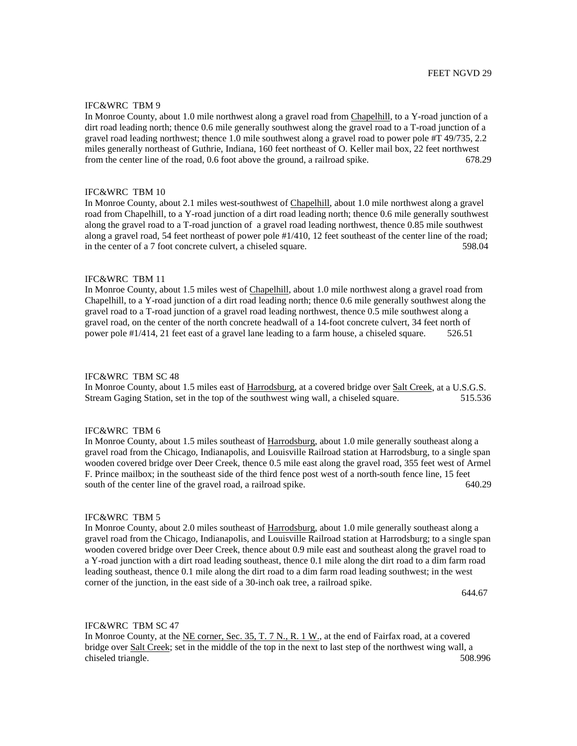FEET NGVD 29

IFC&WRC TBM 9

In Monroe County, about 1.0 mile northwest along a gravel road from Chapelhill, to a Y-road junction of a dirt road leading north; thence 0.6 mile generally southwest along the gravel road to a T-road junction of a gravel road leading northwest; thence 1.0 mile southwest along a gravel road to power pole #T 49/735, 2.2 miles generally northeast of Guthrie, Indiana, 160 feet northeast of O. Keller mail box, 22 feet northwest from the center line of the road, 0.6 foot above the ground, a railroad spike. 678.29

IFC&WRC TBM 10

In Monroe County, about 2.1 miles west-southwest of Chapelhill, about 1.0 mile northwest along a gravel road from Chapelhill, to a Y-road junction of a dirt road leading north; thence 0.6 mile generally southwest along the gravel road to a T-road junction of a gravel road leading northwest, thence 0.85 mile southwest along a gravel road, 54 feet northeast of power pole #1/410, 12 feet southeast of the center line of the road; in the center of a 7 foot concrete culvert, a chiseled square. 598.04

IFC&WRC TBM 11

In Monroe County, about 1.5 miles west of Chapelhill, about 1.0 mile northwest along a gravel road from Chapelhill, to a Y-road junction of a dirt road leading north; thence 0.6 mile generally southwest along the gravel road to a T-road junction of a gravel road leading northwest, thence 0.5 mile southwest along a gravel road, on the center of the north concrete headwall of a 14-foot concrete culvert, 34 feet north of power pole #1/414, 21 feet east of a gravel lane leading to a farm house, a chiseled square. 526.51

IFC&WRC TBM SC 48

In Monroe County, about 1.5 miles east of Harrodsburg, at a covered bridge over Salt Creek, at a U.S.G.S. Stream Gaging Station, set in the top of the southwest wing wall, a chiseled square. 515.536

IFC&WRC TBM 6

In Monroe County, about 1.5 miles southeast of Harrodsburg, about 1.0 mile generally southeast along a gravel road from the Chicago, Indianapolis, and Louisville Railroad station at Harrodsburg, to a single span wooden covered bridge over Deer Creek, thence 0.5 mile east along the gravel road, 355 feet west of Armel F. Prince mailbox; in the southeast side of the third fence post west of a north-south fence line, 15 feet south of the center line of the gravel road, a railroad spike. 640.29

IFC&WRC TBM 5

In Monroe County, about 2.0 miles southeast of Harrodsburg, about 1.0 mile generally southeast along a gravel road from the Chicago, Indianapolis, and Louisville Railroad station at Harrodsburg; to a single span wooden covered bridge over Deer Creek, thence about 0.9 mile east and southeast along the gravel road to a Y-road junction with a dirt road leading southeast, thence 0.1 mile along the dirt road to a dim farm road leading southeast, thence 0.1 mile along the dirt road to a dim farm road leading southwest; in the west corner of the junction, in the east side of a 30-inch oak tree, a railroad spike. 644.67

IFC&WRC TBM SC 47

In Monroe County, at the NE corner, Sec. 35, T. 7 N., R. 1 W., at the end of Fairfax road, at a covered bridge over Salt Creek; set in the middle of the top in the next to last step of the northwest wing wall, a chiseled triangle. 508.996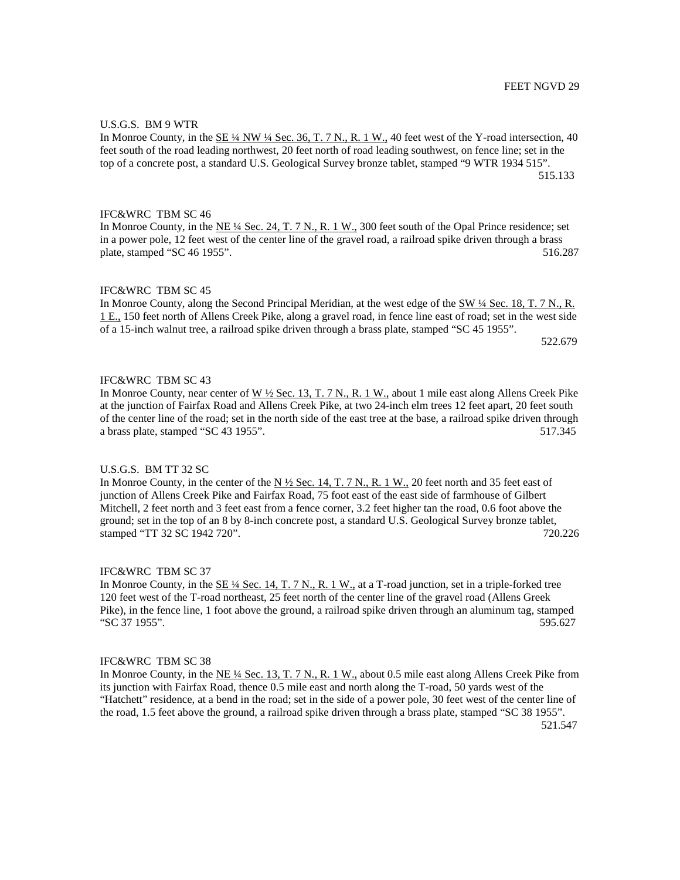FEET NGVD 29

U.S.G.S. BM 9 WTR
In Monroe County, in the SE ¼ NW ¼ Sec. 36, T. 7 N., R. 1 W., 40 feet west of the Y-road intersection, 40 feet south of the road leading northwest, 20 feet north of road leading southwest, on fence line; set in the top of a concrete post, a standard U.S. Geological Survey bronze tablet, stamped "9 WTR 1934 515".
515.133

IFC&WRC TBM SC 46
In Monroe County, in the NE ¼ Sec. 24, T. 7 N., R. 1 W., 300 feet south of the Opal Prince residence; set in a power pole, 12 feet west of the center line of the gravel road, a railroad spike driven through a brass plate, stamped "SC 46 1955". 516.287

IFC&WRC TBM SC 45
In Monroe County, along the Second Principal Meridian, at the west edge of the SW ¼ Sec. 18, T. 7 N., R. 1 E., 150 feet north of Allens Creek Pike, along a gravel road, in fence line east of road; set in the west side of a 15-inch walnut tree, a railroad spike driven through a brass plate, stamped "SC 45 1955".
522.679

IFC&WRC TBM SC 43
In Monroe County, near center of W ½ Sec. 13, T. 7 N., R. 1 W., about 1 mile east along Allens Creek Pike at the junction of Fairfax Road and Allens Creek Pike, at two 24-inch elm trees 12 feet apart, 20 feet south of the center line of the road; set in the north side of the east tree at the base, a railroad spike driven through a brass plate, stamped "SC 43 1955". 517.345

U.S.G.S. BM TT 32 SC
In Monroe County, in the center of the N ½ Sec. 14, T. 7 N., R. 1 W., 20 feet north and 35 feet east of junction of Allens Creek Pike and Fairfax Road, 75 foot east of the east side of farmhouse of Gilbert Mitchell, 2 feet north and 3 feet east from a fence corner, 3.2 feet higher tan the road, 0.6 foot above the ground; set in the top of an 8 by 8-inch concrete post, a standard U.S. Geological Survey bronze tablet, stamped "TT 32 SC 1942 720". 720.226

IFC&WRC TBM SC 37
In Monroe County, in the SE ¼ Sec. 14, T. 7 N., R. 1 W., at a T-road junction, set in a triple-forked tree 120 feet west of the T-road northeast, 25 feet north of the center line of the gravel road (Allens Greek Pike), in the fence line, 1 foot above the ground, a railroad spike driven through an aluminum tag, stamped "SC 37 1955". 595.627

IFC&WRC TBM SC 38
In Monroe County, in the NE ¼ Sec. 13, T. 7 N., R. 1 W., about 0.5 mile east along Allens Creek Pike from its junction with Fairfax Road, thence 0.5 mile east and north along the T-road, 50 yards west of the "Hatchett" residence, at a bend in the road; set in the side of a power pole, 30 feet west of the center line of the road, 1.5 feet above the ground, a railroad spike driven through a brass plate, stamped "SC 38 1955".
521.547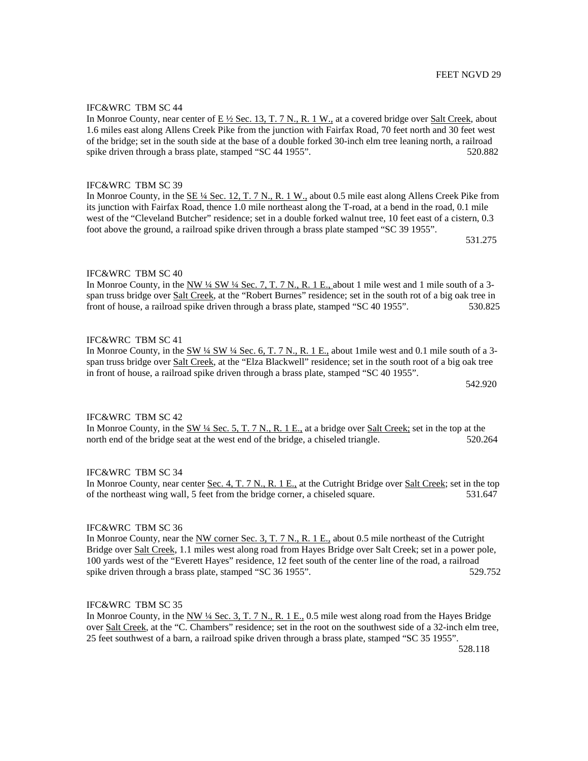FEET NGVD 29

IFC&WRC TBM SC 44

In Monroe County, near center of E ½ Sec. 13, T. 7 N., R. 1 W., at a covered bridge over Salt Creek, about 1.6 miles east along Allens Creek Pike from the junction with Fairfax Road, 70 feet north and 30 feet west of the bridge; set in the south side at the base of a double forked 30-inch elm tree leaning north, a railroad spike driven through a brass plate, stamped "SC 44 1955". 520.882

IFC&WRC TBM SC 39

In Monroe County, in the SE ¼ Sec. 12, T. 7 N., R. 1 W., about 0.5 mile east along Allens Creek Pike from its junction with Fairfax Road, thence 1.0 mile northeast along the T-road, at a bend in the road, 0.1 mile west of the "Cleveland Butcher" residence; set in a double forked walnut tree, 10 feet east of a cistern, 0.3 foot above the ground, a railroad spike driven through a brass plate stamped "SC 39 1955". 531.275

IFC&WRC TBM SC 40

In Monroe County, in the NW ¼ SW ¼ Sec. 7, T. 7 N., R. 1 E., about 1 mile west and 1 mile south of a 3-span truss bridge over Salt Creek, at the "Robert Burnes" residence; set in the south rot of a big oak tree in front of house, a railroad spike driven through a brass plate, stamped "SC 40 1955". 530.825

IFC&WRC TBM SC 41

In Monroe County, in the SW ¼ SW ¼ Sec. 6, T. 7 N., R. 1 E., about 1mile west and 0.1 mile south of a 3-span truss bridge over Salt Creek, at the "Elza Blackwell" residence; set in the south root of a big oak tree in front of house, a railroad spike driven through a brass plate, stamped "SC 40 1955". 542.920

IFC&WRC TBM SC 42

In Monroe County, in the SW ¼ Sec. 5, T. 7 N., R. 1 E., at a bridge over Salt Creek; set in the top at the north end of the bridge seat at the west end of the bridge, a chiseled triangle. 520.264

IFC&WRC TBM SC 34

In Monroe County, near center Sec. 4, T. 7 N., R. 1 E., at the Cutright Bridge over Salt Creek; set in the top of the northeast wing wall, 5 feet from the bridge corner, a chiseled square. 531.647

IFC&WRC TBM SC 36

In Monroe County, near the NW corner Sec. 3, T. 7 N., R. 1 E., about 0.5 mile northeast of the Cutright Bridge over Salt Creek, 1.1 miles west along road from Hayes Bridge over Salt Creek; set in a power pole, 100 yards west of the "Everett Hayes" residence, 12 feet south of the center line of the road, a railroad spike driven through a brass plate, stamped "SC 36 1955". 529.752

IFC&WRC TBM SC 35

In Monroe County, in the NW ¼ Sec. 3, T. 7 N., R. 1 E., 0.5 mile west along road from the Hayes Bridge over Salt Creek, at the "C. Chambers" residence; set in the root on the southwest side of a 32-inch elm tree, 25 feet southwest of a barn, a railroad spike driven through a brass plate, stamped "SC 35 1955". 528.118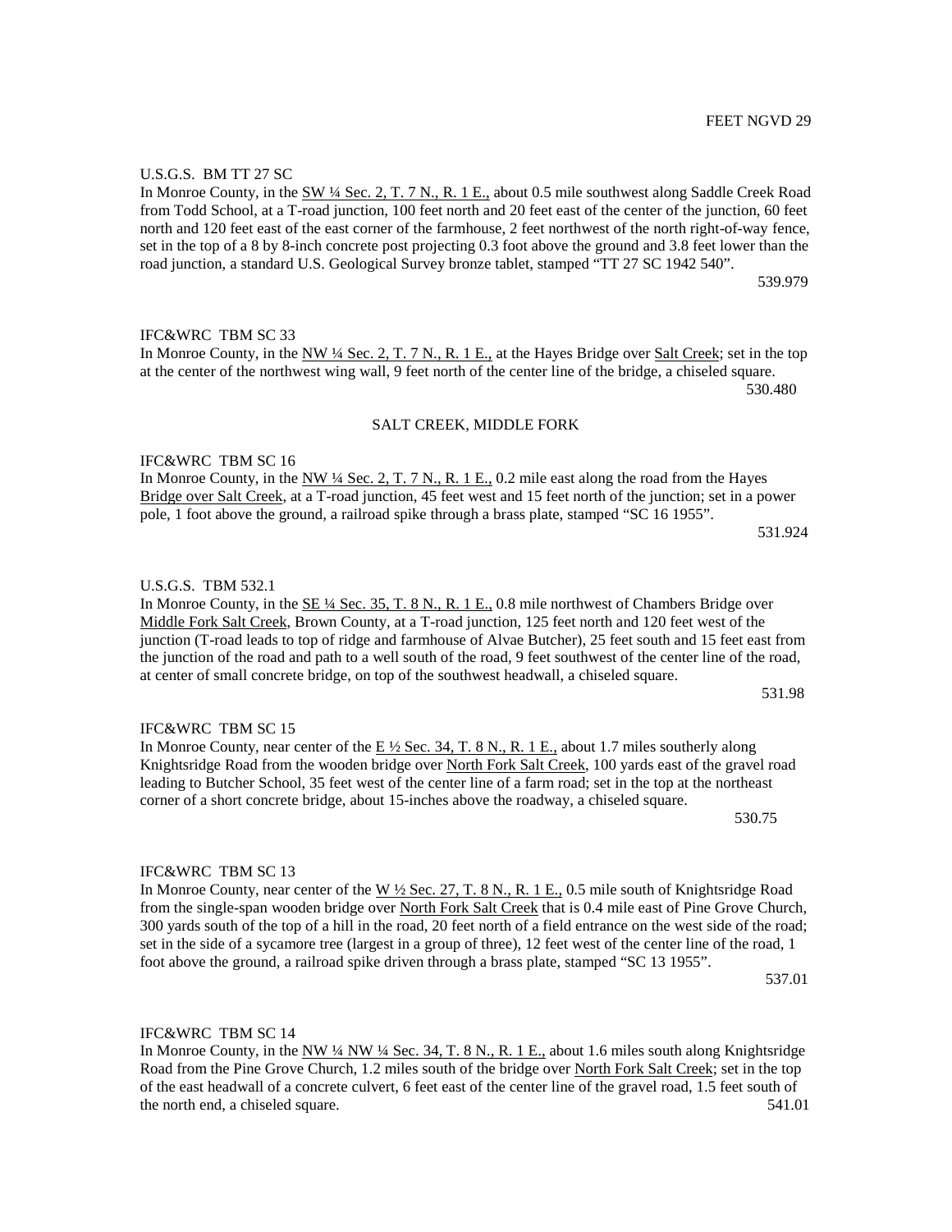FEET NGVD 29

U.S.G.S. BM TT 27 SC
In Monroe County, in the SW ¼ Sec. 2, T. 7 N., R. 1 E., about 0.5 mile southwest along Saddle Creek Road from Todd School, at a T-road junction, 100 feet north and 20 feet east of the center of the junction, 60 feet north and 120 feet east of the east corner of the farmhouse, 2 feet northwest of the north right-of-way fence, set in the top of a 8 by 8-inch concrete post projecting 0.3 foot above the ground and 3.8 feet lower than the road junction, a standard U.S. Geological Survey bronze tablet, stamped "TT 27 SC 1942 540".

539.979

IFC&WRC TBM SC 33
In Monroe County, in the NW ¼ Sec. 2, T. 7 N., R. 1 E., at the Hayes Bridge over Salt Creek; set in the top at the center of the northwest wing wall, 9 feet north of the center line of the bridge, a chiseled square.

530.480

## SALT CREEK, MIDDLE FORK

IFC&WRC TBM SC 16
In Monroe County, in the NW ¼ Sec. 2, T. 7 N., R. 1 E., 0.2 mile east along the road from the Hayes Bridge over Salt Creek, at a T-road junction, 45 feet west and 15 feet north of the junction; set in a power pole, 1 foot above the ground, a railroad spike through a brass plate, stamped "SC 16 1955".

531.924

U.S.G.S. TBM 532.1
In Monroe County, in the SE ¼ Sec. 35, T. 8 N., R. 1 E., 0.8 mile northwest of Chambers Bridge over Middle Fork Salt Creek, Brown County, at a T-road junction, 125 feet north and 120 feet west of the junction (T-road leads to top of ridge and farmhouse of Alvae Butcher), 25 feet south and 15 feet east from the junction of the road and path to a well south of the road, 9 feet southwest of the center line of the road, at center of small concrete bridge, on top of the southwest headwall, a chiseled square.

531.98

IFC&WRC TBM SC 15
In Monroe County, near center of the E ½ Sec. 34, T. 8 N., R. 1 E., about 1.7 miles southerly along Knightsridge Road from the wooden bridge over North Fork Salt Creek, 100 yards east of the gravel road leading to Butcher School, 35 feet west of the center line of a farm road; set in the top at the northeast corner of a short concrete bridge, about 15-inches above the roadway, a chiseled square.

530.75

IFC&WRC TBM SC 13
In Monroe County, near center of the W ½ Sec. 27, T. 8 N., R. 1 E., 0.5 mile south of Knightsridge Road from the single-span wooden bridge over North Fork Salt Creek that is 0.4 mile east of Pine Grove Church, 300 yards south of the top of a hill in the road, 20 feet north of a field entrance on the west side of the road; set in the side of a sycamore tree (largest in a group of three), 12 feet west of the center line of the road, 1 foot above the ground, a railroad spike driven through a brass plate, stamped "SC 13 1955".

537.01

IFC&WRC TBM SC 14
In Monroe County, in the NW ¼ NW ¼ Sec. 34, T. 8 N., R. 1 E., about 1.6 miles south along Knightsridge Road from the Pine Grove Church, 1.2 miles south of the bridge over North Fork Salt Creek; set in the top of the east headwall of a concrete culvert, 6 feet east of the center line of the gravel road, 1.5 feet south of the north end, a chiseled square.

541.01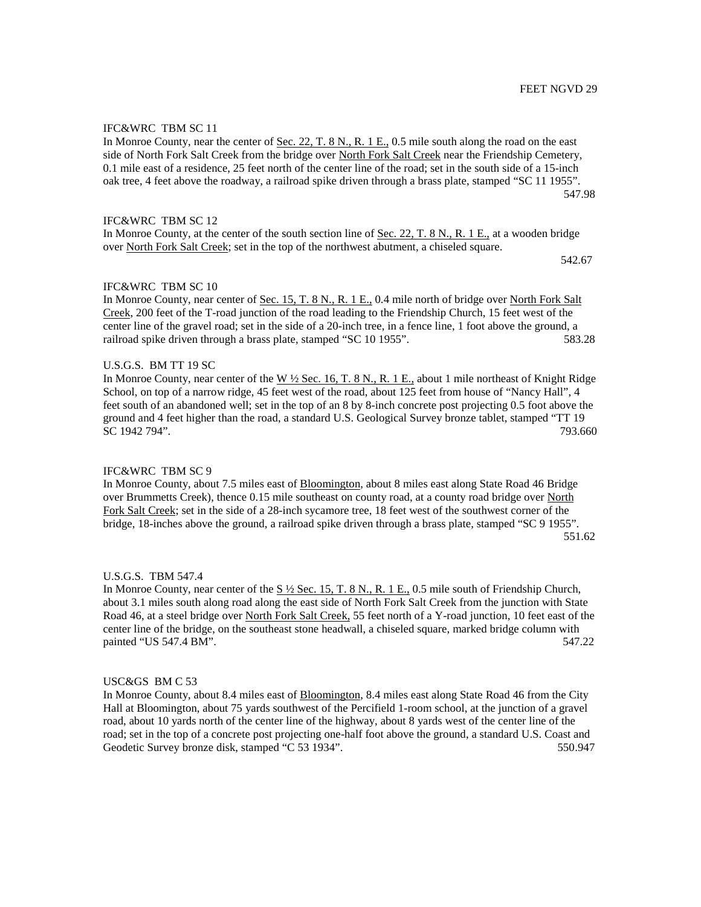FEET NGVD 29

IFC&WRC TBM SC 11
In Monroe County, near the center of Sec. 22, T. 8 N., R. 1 E., 0.5 mile south along the road on the east side of North Fork Salt Creek from the bridge over North Fork Salt Creek near the Friendship Cemetery, 0.1 mile east of a residence, 25 feet north of the center line of the road; set in the south side of a 15-inch oak tree, 4 feet above the roadway, a railroad spike driven through a brass plate, stamped "SC 11 1955".
547.98

IFC&WRC TBM SC 12
In Monroe County, at the center of the south section line of Sec. 22, T. 8 N., R. 1 E., at a wooden bridge over North Fork Salt Creek; set in the top of the northwest abutment, a chiseled square.
542.67

IFC&WRC TBM SC 10
In Monroe County, near center of Sec. 15, T. 8 N., R. 1 E., 0.4 mile north of bridge over North Fork Salt Creek, 200 feet of the T-road junction of the road leading to the Friendship Church, 15 feet west of the center line of the gravel road; set in the side of a 20-inch tree, in a fence line, 1 foot above the ground, a railroad spike driven through a brass plate, stamped "SC 10 1955". 583.28

U.S.G.S. BM TT 19 SC
In Monroe County, near center of the W ½ Sec. 16, T. 8 N., R. 1 E., about 1 mile northeast of Knight Ridge School, on top of a narrow ridge, 45 feet west of the road, about 125 feet from house of "Nancy Hall", 4 feet south of an abandoned well; set in the top of an 8 by 8-inch concrete post projecting 0.5 foot above the ground and 4 feet higher than the road, a standard U.S. Geological Survey bronze tablet, stamped "TT 19 SC 1942 794". 793.660

IFC&WRC TBM SC 9
In Monroe County, about 7.5 miles east of Bloomington, about 8 miles east along State Road 46 Bridge over Brummetts Creek), thence 0.15 mile southeast on county road, at a county road bridge over North Fork Salt Creek; set in the side of a 28-inch sycamore tree, 18 feet west of the southwest corner of the bridge, 18-inches above the ground, a railroad spike driven through a brass plate, stamped "SC 9 1955".
551.62

U.S.G.S. TBM 547.4
In Monroe County, near center of the S ½ Sec. 15, T. 8 N., R. 1 E., 0.5 mile south of Friendship Church, about 3.1 miles south along road along the east side of North Fork Salt Creek from the junction with State Road 46, at a steel bridge over North Fork Salt Creek, 55 feet north of a Y-road junction, 10 feet east of the center line of the bridge, on the southeast stone headwall, a chiseled square, marked bridge column with painted "US 547.4 BM". 547.22

USC&GS BM C 53
In Monroe County, about 8.4 miles east of Bloomington, 8.4 miles east along State Road 46 from the City Hall at Bloomington, about 75 yards southwest of the Percifield 1-room school, at the junction of a gravel road, about 10 yards north of the center line of the highway, about 8 yards west of the center line of the road; set in the top of a concrete post projecting one-half foot above the ground, a standard U.S. Coast and Geodetic Survey bronze disk, stamped "C 53 1934". 550.947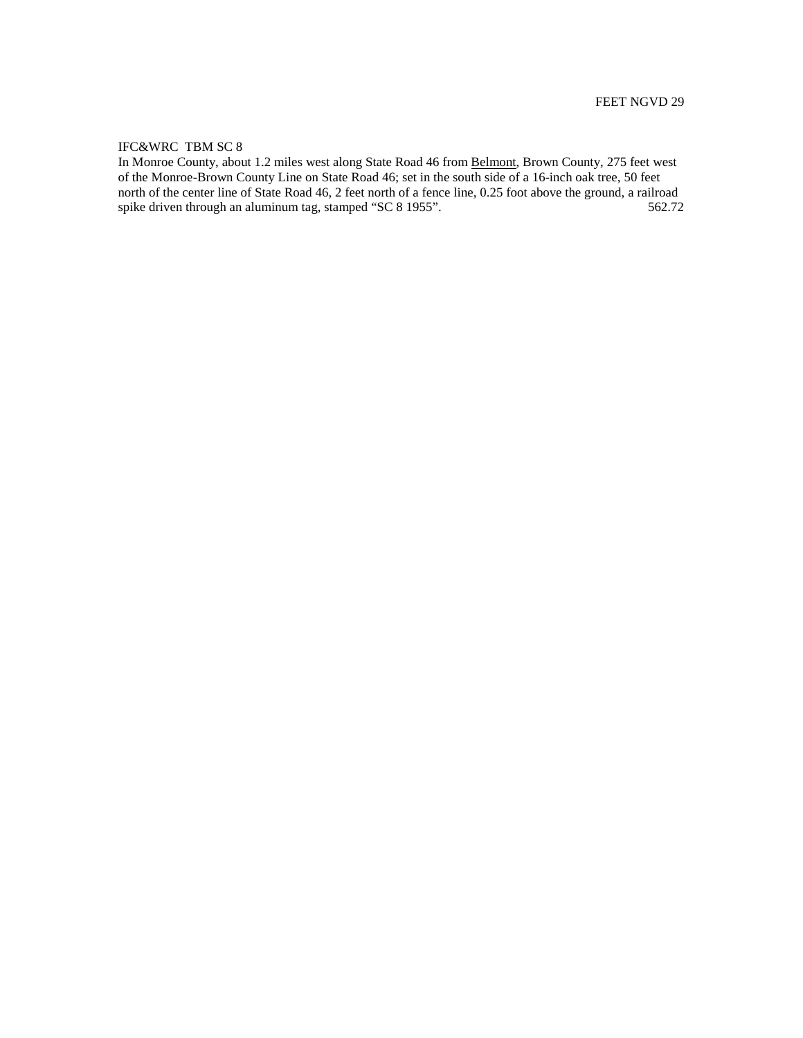FEET NGVD 29

IFC&WRC TBM SC 8
In Monroe County, about 1.2 miles west along State Road 46 from <u>Belmont</u>, Brown County, 275 feet west of the Monroe-Brown County Line on State Road 46; set in the south side of a 16-inch oak tree, 50 feet north of the center line of State Road 46, 2 feet north of a fence line, 0.25 foot above the ground, a railroad spike driven through an aluminum tag, stamped “SC 8 1955”. 562.72